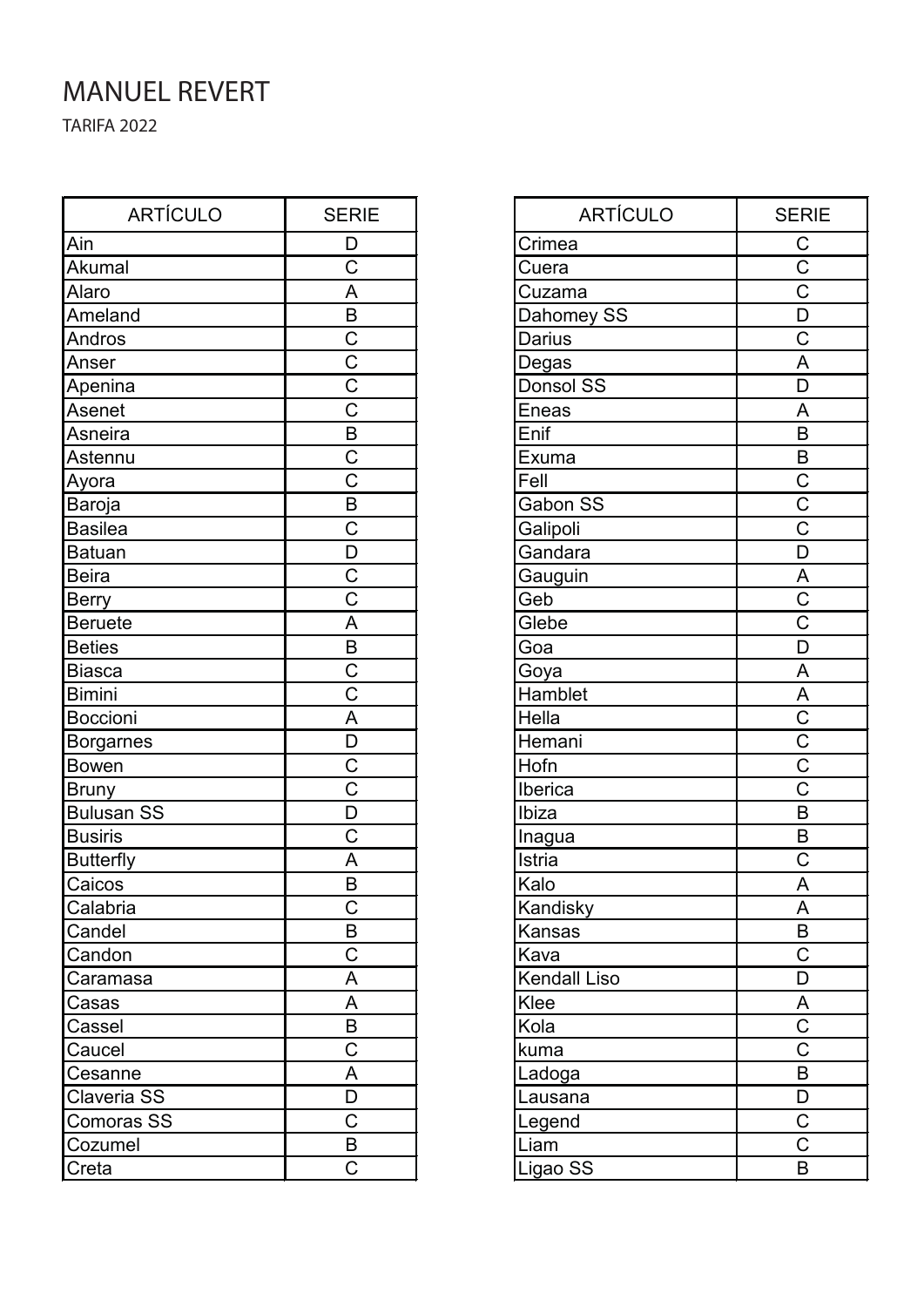# MANUEL REVERT

TARIFA 2022

| ARTÍCULO | SERIE |
|---|---|
| Ain | D |
| Akumal | C |
| Alaro | A |
| Ameland | B |
| Andros | C |
| Anser | C |
| Apenina | C |
| Asenet | C |
| Asneira | B |
| Astennu | C |
| Ayora | C |
| Baroja | B |
| Basilea | C |
| Batuan | D |
| Beira | C |
| Berry | C |
| Beruete | A |
| Beties | B |
| Biasca | C |
| Bimini | C |
| Boccioni | A |
| Borgarnes | D |
| Bowen | C |
| Bruny | C |
| Bulusan SS | D |
| Busiris | C |
| Butterfly | A |
| Caicos | B |
| Calabria | C |
| Candel | B |
| Candon | C |
| Caramasa | A |
| Casas | A |
| Cassel | B |
| Caucel | C |
| Cesanne | A |
| Claveria SS | D |
| Comoras SS | C |
| Cozumel | B |
| Creta | C |
| Crimea | C |
| Cuera | C |
| Cuzama | C |
| Dahomey SS | D |
| Darius | C |
| Degas | A |
| Donsol SS | D |
| Eneas | A |
| Enif | B |
| Exuma | B |
| Fell | C |
| Gabon SS | C |
| Galipoli | C |
| Gandara | D |
| Gauguin | A |
| Geb | C |
| Glebe | C |
| Goa | D |
| Goya | A |
| Hamblet | A |
| Hella | C |
| Hemani | C |
| Hofn | C |
| Iberica | C |
| Ibiza | B |
| Inagua | B |
| Istria | C |
| Kalo | A |
| Kandisky | A |
| Kansas | B |
| Kava | C |
| Kendall Liso | D |
| Klee | A |
| Kola | C |
| kuma | C |
| Ladoga | B |
| Lausana | D |
| Legend | C |
| Liam | C |
| Ligao SS | B |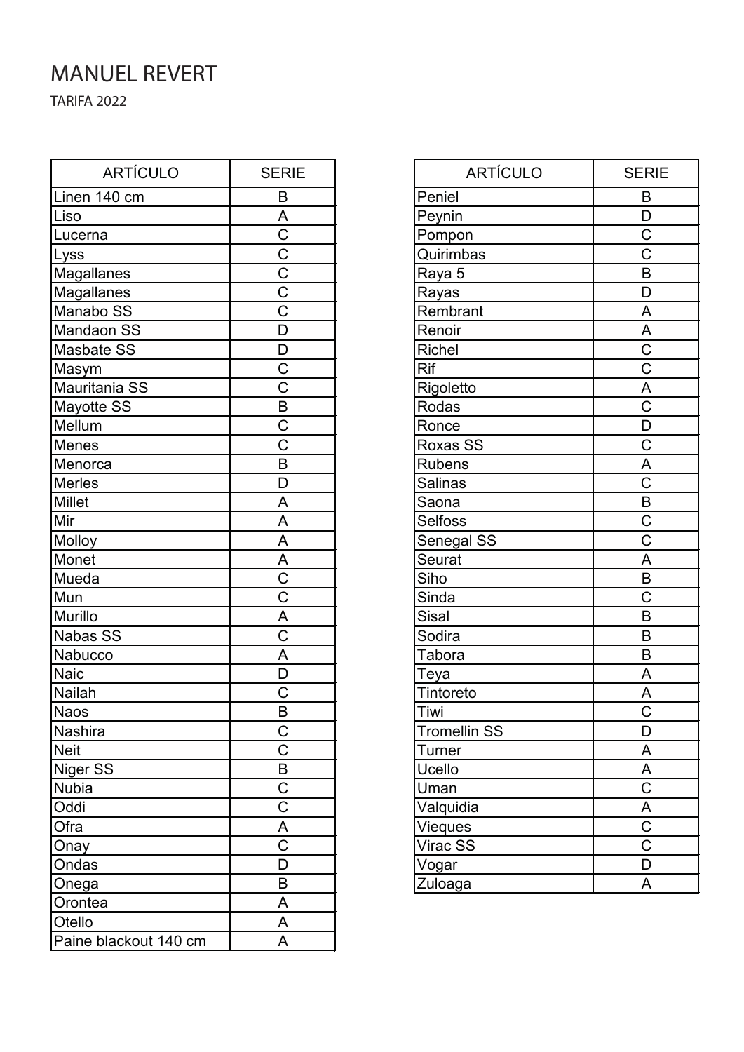# MANUEL REVERT

TARIFA 2022

| ARTÍCULO | SERIE |
|---|---|
| Linen 140 cm | B |
| Liso | A |
| Lucerna | C |
| Lyss | C |
| Magallanes | C |
| Magallanes | C |
| Manabo SS | C |
| Mandaon SS | D |
| Masbate SS | D |
| Masym | C |
| Mauritania SS | C |
| Mayotte SS | B |
| Mellum | C |
| Menes | C |
| Menorca | B |
| Merles | D |
| Millet | A |
| Mir | A |
| Molloy | A |
| Monet | A |
| Mueda | C |
| Mun | C |
| Murillo | A |
| Nabas SS | C |
| Nabucco | A |
| Naic | D |
| Nailah | C |
| Naos | B |
| Nashira | C |
| Neit | C |
| Niger SS | B |
| Nubia | C |
| Oddi | C |
| Ofra | A |
| Onay | C |
| Ondas | D |
| Onega | B |
| Orontea | A |
| Otello | A |
| Paine blackout 140 cm | A |

| ARTÍCULO | SERIE |
|---|---|
| Peniel | B |
| Peynin | D |
| Pompon | C |
| Quirimbas | C |
| Raya 5 | B |
| Rayas | D |
| Rembrant | A |
| Renoir | A |
| Richel | C |
| Rif | C |
| Rigoletto | A |
| Rodas | C |
| Ronce | D |
| Roxas SS | C |
| Rubens | A |
| Salinas | C |
| Saona | B |
| Selfoss | C |
| Senegal SS | C |
| Seurat | A |
| Siho | B |
| Sinda | C |
| Sisal | B |
| Sodira | B |
| Tabora | B |
| Teya | A |
| Tintoreto | A |
| Tiwi | C |
| Tromellin SS | D |
| Turner | A |
| Ucello | A |
| Uman | C |
| Valquidia | A |
| Vieques | C |
| Virac SS | C |
| Vogar | D |
| Zuloaga | A |